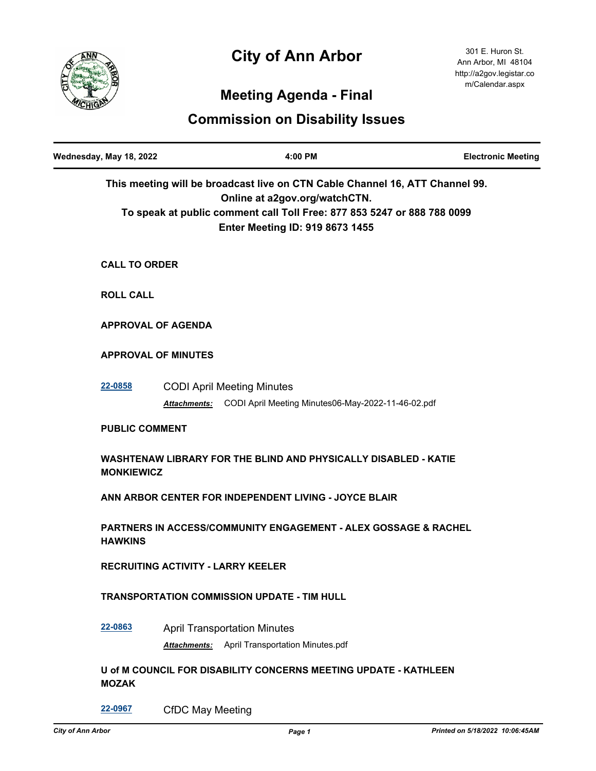# City of Ann Arbor

301 E. Huron St.
Ann Arbor, MI 48104
http://a2gov.legistar.com/Calendar.aspx

## Meeting Agenda - Final

## Commission on Disability Issues

| Wednesday, May 18, 2022 | 4:00 PM | Electronic Meeting |
| --- | --- | --- |

**This meeting will be broadcast live on CTN Cable Channel 16, ATT Channel 99.**
**Online at a2gov.org/watchCTN.**
**To speak at public comment call Toll Free: 877 853 5247 or 888 788 0099**
**Enter Meeting ID: 919 8673 1455**

**CALL TO ORDER**

**ROLL CALL**

**APPROVAL OF AGENDA**

**APPROVAL OF MINUTES**

**22-0858** CODI April Meeting Minutes

*Attachments:* CODI April Meeting Minutes06-May-2022-11-46-02.pdf

**PUBLIC COMMENT**

**WASHTENAW LIBRARY FOR THE BLIND AND PHYSICALLY DISABLED - KATIE MONKIEWICZ**

**ANN ARBOR CENTER FOR INDEPENDENT LIVING - JOYCE BLAIR**

**PARTNERS IN ACCESS/COMMUNITY ENGAGEMENT - ALEX GOSSAGE & RACHEL HAWKINS**

**RECRUITING ACTIVITY - LARRY KEELER**

**TRANSPORTATION COMMISSION UPDATE - TIM HULL**

**22-0863** April Transportation Minutes

*Attachments:* April Transportation Minutes.pdf

**U of M COUNCIL FOR DISABILITY CONCERNS MEETING UPDATE - KATHLEEN MOZAK**

**22-0967** CfDC May Meeting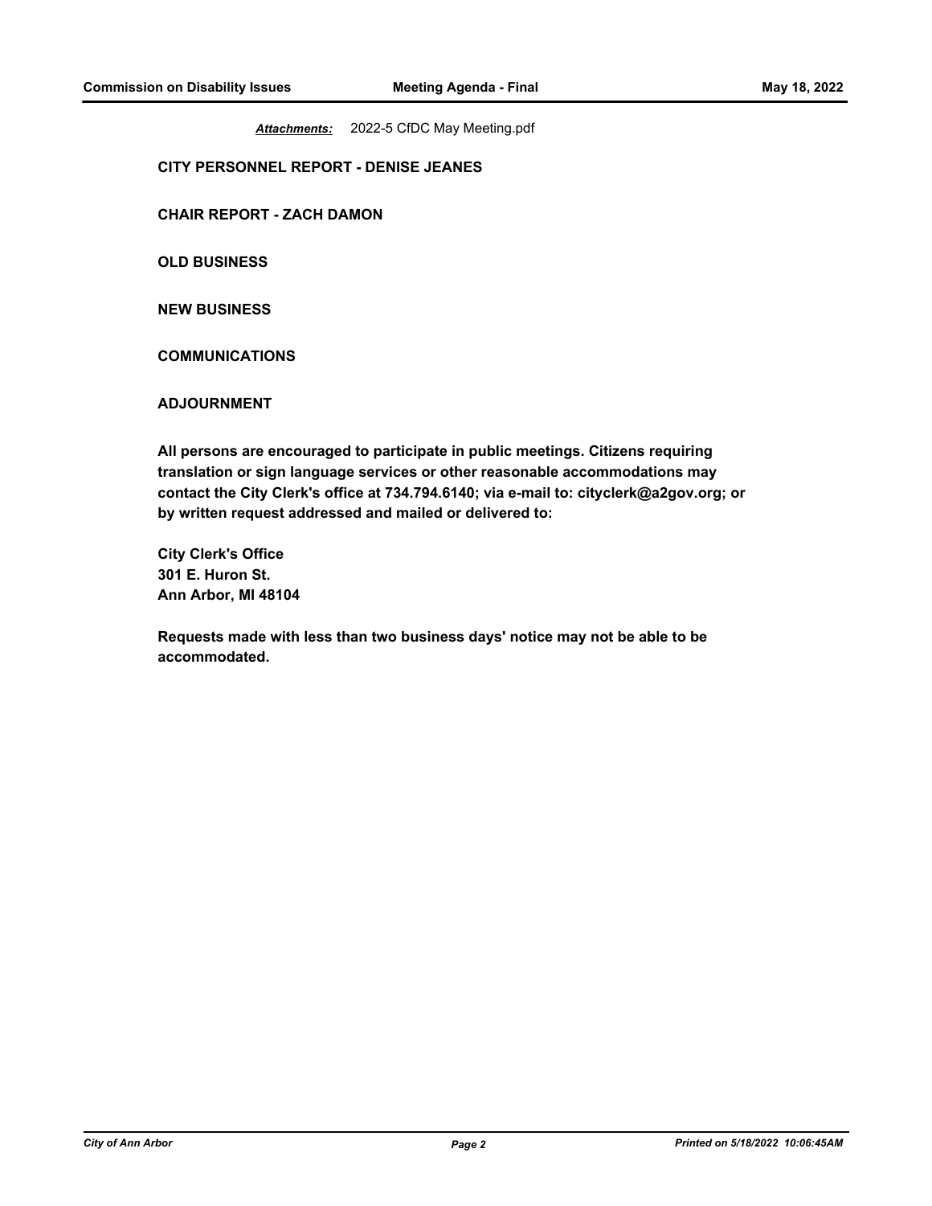***Attachments:*** 2022-5 CfDC May Meeting.pdf

## CITY PERSONNEL REPORT - DENISE JEANES

## CHAIR REPORT - ZACH DAMON

## OLD BUSINESS

## NEW BUSINESS

## COMMUNICATIONS

## ADJOURNMENT

**All persons are encouraged to participate in public meetings. Citizens requiring translation or sign language services or other reasonable accommodations may contact the City Clerk's office at 734.794.6140; via e-mail to: cityclerk@a2gov.org; or by written request addressed and mailed or delivered to:**

**City Clerk's Office**
**301 E. Huron St.**
**Ann Arbor, MI 48104**

**Requests made with less than two business days' notice may not be able to be accommodated.**